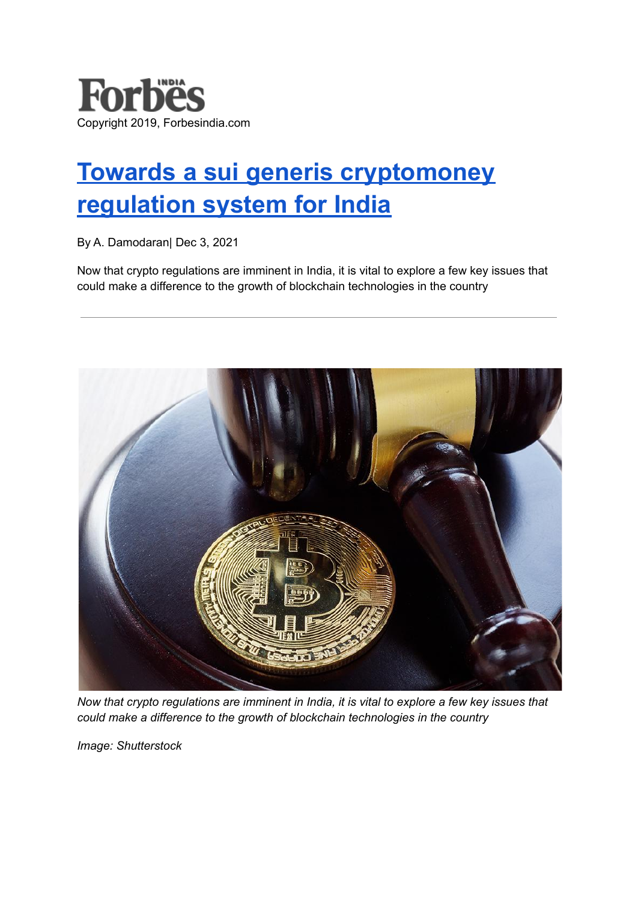Forbes INDIA

Copyright 2019, Forbesindia.com

# Towards a sui generis cryptomoney regulation system for India

By A. Damodaran| Dec 3, 2021

Now that crypto regulations are imminent in India, it is vital to explore a few key issues that could make a difference to the growth of blockchain technologies in the country

---

*Now that crypto regulations are imminent in India, it is vital to explore a few key issues that could make a difference to the growth of blockchain technologies in the country*

*Image: Shutterstock*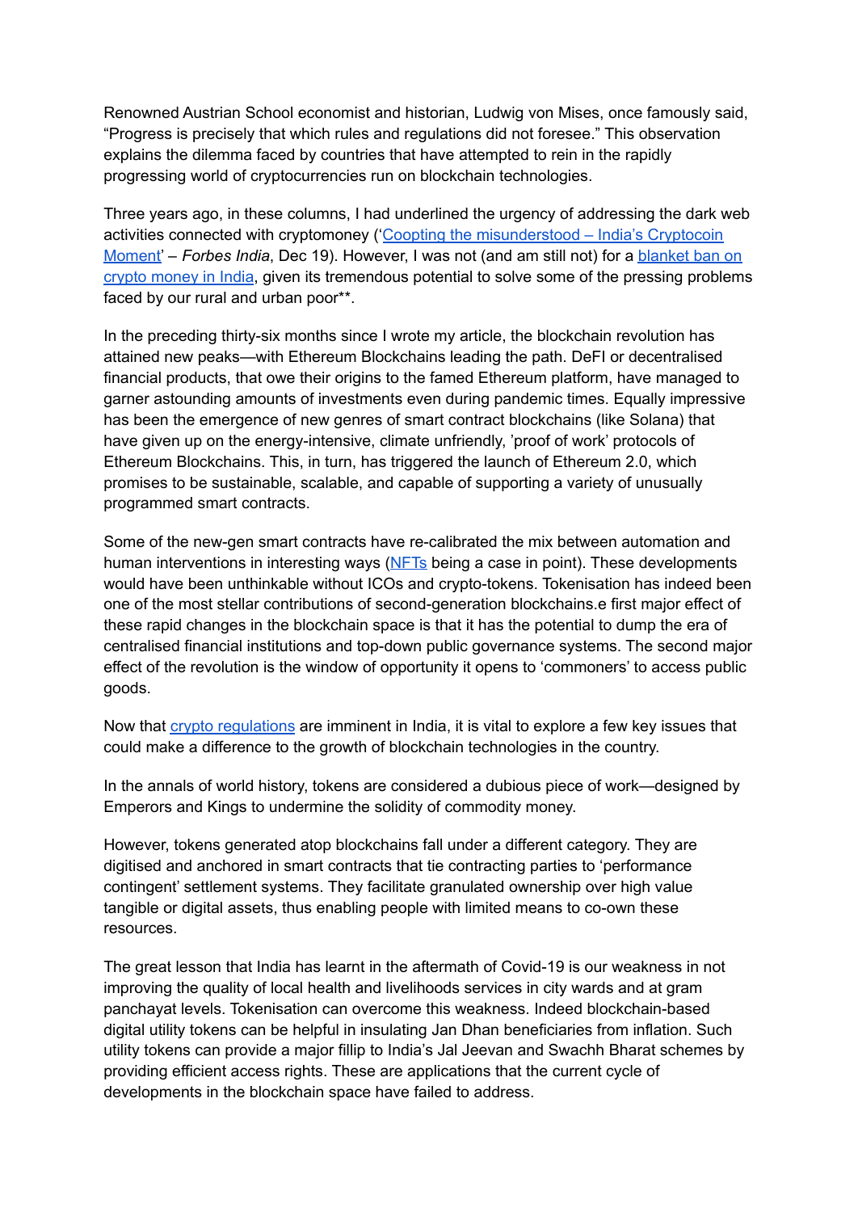Renowned Austrian School economist and historian, Ludwig von Mises, once famously said, “Progress is precisely that which rules and regulations did not foresee.” This observation explains the dilemma faced by countries that have attempted to rein in the rapidly progressing world of cryptocurrencies run on blockchain technologies.

Three years ago, in these columns, I had underlined the urgency of addressing the dark web activities connected with cryptomoney ('[Coopting the misunderstood – India's Cryptocoin Moment]' – *Forbes India*, Dec 19). However, I was not (and am still not) for a [blanket ban on crypto money in India], given its tremendous potential to solve some of the pressing problems faced by our rural and urban poor**.

In the preceding thirty-six months since I wrote my article, the blockchain revolution has attained new peaks—with Ethereum Blockchains leading the path. DeFI or decentralised financial products, that owe their origins to the famed Ethereum platform, have managed to garner astounding amounts of investments even during pandemic times. Equally impressive has been the emergence of new genres of smart contract blockchains (like Solana) that have given up on the energy-intensive, climate unfriendly, 'proof of work' protocols of Ethereum Blockchains. This, in turn, has triggered the launch of Ethereum 2.0, which promises to be sustainable, scalable, and capable of supporting a variety of unusually programmed smart contracts.

Some of the new-gen smart contracts have re-calibrated the mix between automation and human interventions in interesting ways ([NFTs] being a case in point). These developments would have been unthinkable without ICOs and crypto-tokens. Tokenisation has indeed been one of the most stellar contributions of second-generation blockchains.e first major effect of these rapid changes in the blockchain space is that it has the potential to dump the era of centralised financial institutions and top-down public governance systems. The second major effect of the revolution is the window of opportunity it opens to 'commoners' to access public goods.

Now that [crypto regulations] are imminent in India, it is vital to explore a few key issues that could make a difference to the growth of blockchain technologies in the country.

In the annals of world history, tokens are considered a dubious piece of work—designed by Emperors and Kings to undermine the solidity of commodity money.

However, tokens generated atop blockchains fall under a different category. They are digitised and anchored in smart contracts that tie contracting parties to 'performance contingent' settlement systems. They facilitate granulated ownership over high value tangible or digital assets, thus enabling people with limited means to co-own these resources.

The great lesson that India has learnt in the aftermath of Covid-19 is our weakness in not improving the quality of local health and livelihoods services in city wards and at gram panchayat levels. Tokenisation can overcome this weakness. Indeed blockchain-based digital utility tokens can be helpful in insulating Jan Dhan beneficiaries from inflation. Such utility tokens can provide a major fillip to India's Jal Jeevan and Swachh Bharat schemes by providing efficient access rights. These are applications that the current cycle of developments in the blockchain space have failed to address.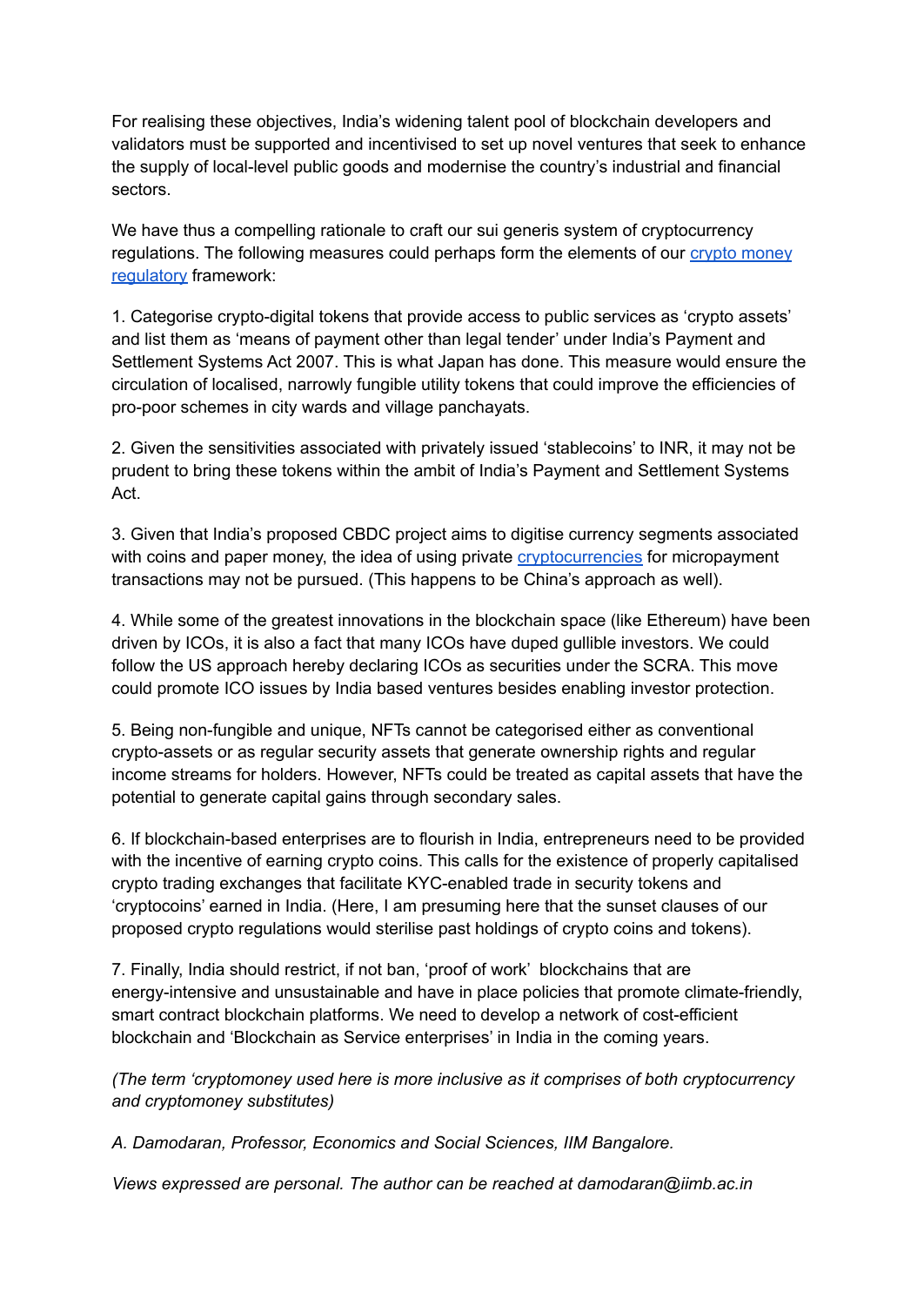For realising these objectives, India's widening talent pool of blockchain developers and validators must be supported and incentivised to set up novel ventures that seek to enhance the supply of local-level public goods and modernise the country's industrial and financial sectors.

We have thus a compelling rationale to craft our sui generis system of cryptocurrency regulations. The following measures could perhaps form the elements of our crypto money regulatory framework:

1. Categorise crypto-digital tokens that provide access to public services as 'crypto assets' and list them as 'means of payment other than legal tender' under India's Payment and Settlement Systems Act 2007. This is what Japan has done. This measure would ensure the circulation of localised, narrowly fungible utility tokens that could improve the efficiencies of pro-poor schemes in city wards and village panchayats.

2. Given the sensitivities associated with privately issued 'stablecoins' to INR, it may not be prudent to bring these tokens within the ambit of India's Payment and Settlement Systems Act.

3. Given that India's proposed CBDC project aims to digitise currency segments associated with coins and paper money, the idea of using private cryptocurrencies for micropayment transactions may not be pursued. (This happens to be China's approach as well).

4. While some of the greatest innovations in the blockchain space (like Ethereum) have been driven by ICOs, it is also a fact that many ICOs have duped gullible investors. We could follow the US approach hereby declaring ICOs as securities under the SCRA. This move could promote ICO issues by India based ventures besides enabling investor protection.

5. Being non-fungible and unique, NFTs cannot be categorised either as conventional crypto-assets or as regular security assets that generate ownership rights and regular income streams for holders. However, NFTs could be treated as capital assets that have the potential to generate capital gains through secondary sales.

6. If blockchain-based enterprises are to flourish in India, entrepreneurs need to be provided with the incentive of earning crypto coins. This calls for the existence of properly capitalised crypto trading exchanges that facilitate KYC-enabled trade in security tokens and 'cryptocoins' earned in India. (Here, I am presuming here that the sunset clauses of our proposed crypto regulations would sterilise past holdings of crypto coins and tokens).

7. Finally, India should restrict, if not ban, 'proof of work' blockchains that are energy-intensive and unsustainable and have in place policies that promote climate-friendly, smart contract blockchain platforms. We need to develop a network of cost-efficient blockchain and 'Blockchain as Service enterprises' in India in the coming years.

*(The term 'cryptomoney used here is more inclusive as it comprises of both cryptocurrency and cryptomoney substitutes)*

*A. Damodaran, Professor, Economics and Social Sciences, IIM Bangalore.*

*Views expressed are personal. The author can be reached at damodaran@iimb.ac.in*